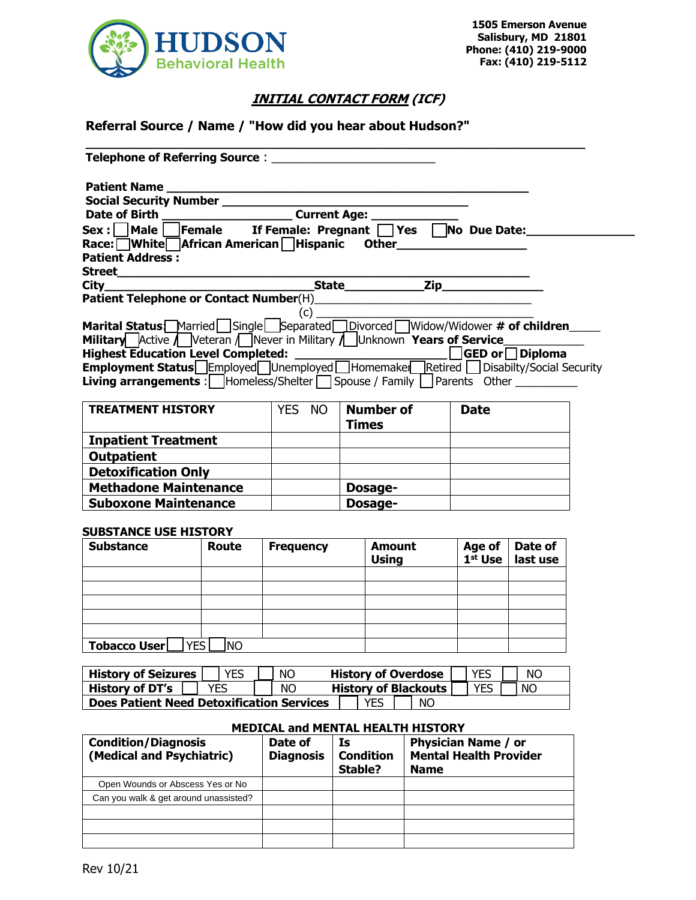**HUDSON**
Behavioral Health

1505 Emerson Avenue
Salisbury, MD 21801
Phone: (410) 219-9000
Fax: (410) 219-5112

## ***INITIAL CONTACT FORM** (ICF)*

**Referral Source / Name / "How did you hear about Hudson?"**

\_\_\_\_\_\_\_\_\_\_\_\_\_\_\_\_\_\_\_\_\_\_\_\_\_\_\_\_\_\_\_\_\_\_\_\_\_\_\_\_\_\_\_\_\_\_\_\_\_\_\_\_\_\_\_\_\_\_\_\_\_\_\_\_\_\_

**Telephone of Referring Source** : \_\_\_\_\_\_\_\_\_\_\_\_\_\_\_\_\_\_\_\_\_\_\_\_

**Patient Name** \_\_\_\_\_\_\_\_\_\_\_\_\_\_\_\_\_\_\_\_\_\_\_\_\_\_\_\_\_\_\_\_\_\_\_\_\_\_\_\_\_\_\_\_\_\_\_\_\_

**Social Security Number** \_\_\_\_\_\_\_\_\_\_\_\_\_\_\_\_\_\_\_\_\_\_\_\_\_\_\_\_\_\_\_\_\_\_\_\_\_\_

**Date of Birth** \_\_\_\_\_\_\_\_\_\_\_\_\_\_\_\_\_\_\_ **Current Age:** \_\_\_\_\_\_\_\_\_\_\_\_\_

**Sex :** ☐ **Male** ☐ **Female** **If Female: Pregnant** ☐ **Yes** ☐ **No** **Due Date:**\_\_\_\_\_\_\_\_\_\_\_\_\_\_\_

**Race:** ☐ **White** ☐ **African American** ☐ **Hispanic** **Other**\_\_\_\_\_\_\_\_\_\_\_\_\_\_\_\_\_\_

**Patient Address :**

**Street**\_\_\_\_\_\_\_\_\_\_\_\_\_\_\_\_\_\_\_\_\_\_\_\_\_\_\_\_\_\_\_\_\_\_\_\_\_\_\_\_\_\_\_\_\_\_\_\_\_\_\_\_\_\_\_\_\_\_\_\_\_

**City**\_\_\_\_\_\_\_\_\_\_\_\_\_\_\_\_\_\_\_\_\_\_\_\_\_\_\_\_\_\_\_\_\_ **State**\_\_\_\_\_\_\_\_\_\_\_\_ **Zip**\_\_\_\_\_\_\_\_\_\_\_\_\_\_\_

**Patient Telephone or Contact Number**(H)\_\_\_\_\_\_\_\_\_\_\_\_\_\_\_\_\_\_\_\_\_\_\_\_\_\_\_\_\_\_\_\_\_

(c) \_\_\_\_\_\_\_\_\_\_\_\_\_\_\_\_\_\_\_\_\_\_\_\_\_\_\_\_\_\_\_\_\_

**Marital Status:** ☐ Married ☐ Single ☐ Separated ☐ Divorced ☐ Widow/Widower **# of children**\_\_\_\_\_

**Military** ☐ Active / ☐ Veteran / ☐ Never in Military / ☐ Unknown **Years of Service**\_\_\_\_\_\_\_\_\_\_\_\_

**Highest Education Level Completed:** \_\_\_\_\_\_\_\_\_\_\_\_\_\_\_\_\_\_\_\_\_ ☐ **GED or** ☐ **Diploma**

**Employment Status** ☐ Employed ☐ Unemployed ☐ Homemaker ☐ Retired ☐ Disabilty/Social Security

**Living arrangements** : ☐ Homeless/Shelter ☐ Spouse / Family ☐ Parents Other \_\_\_\_\_\_\_\_\_\_

| **TREATMENT HISTORY** | YES NO | **Number of Times** | **Date** |
|---|---|---|---|
| **Inpatient Treatment** | | | |
| **Outpatient** | | | |
| **Detoxification Only** | | | |
| **Methadone Maintenance** | | **Dosage-** | |
| **Suboxone Maintenance** | | **Dosage-** | |

**SUBSTANCE USE HISTORY**

| **Substance** | **Route** | **Frequency** | **Amount Using** | **Age of 1st Use** | **Date of last use** |
|---|---|---|---|---|---|
| | | | | | |
| | | | | | |
| | | | | | |
| | | | | | |
| | | | | | |
| **Tobacco User** ☐ YES ☐ NO | | | | | |

| | | | |
|---|---|---|---|
| **History of Seizures** | ☐ YES ☐ NO | **History of Overdose** | ☐ YES ☐ NO |
| **History of DT's** | ☐ YES ☐ NO | **History of Blackouts** | ☐ YES ☐ NO |
| **Does Patient Need Detoxification Services** | ☐ YES ☐ NO | | |

**MEDICAL and MENTAL HEALTH HISTORY**

| **Condition/Diagnosis (Medical and Psychiatric)** | **Date of Diagnosis** | **Is Condition Stable?** | **Physician Name / or Mental Health Provider Name** |
|---|---|---|---|
| Open Wounds or Abscess Yes or No | | | |
| Can you walk & get around unassisted? | | | |
| | | | |
| | | | |
| | | | |

Rev 10/21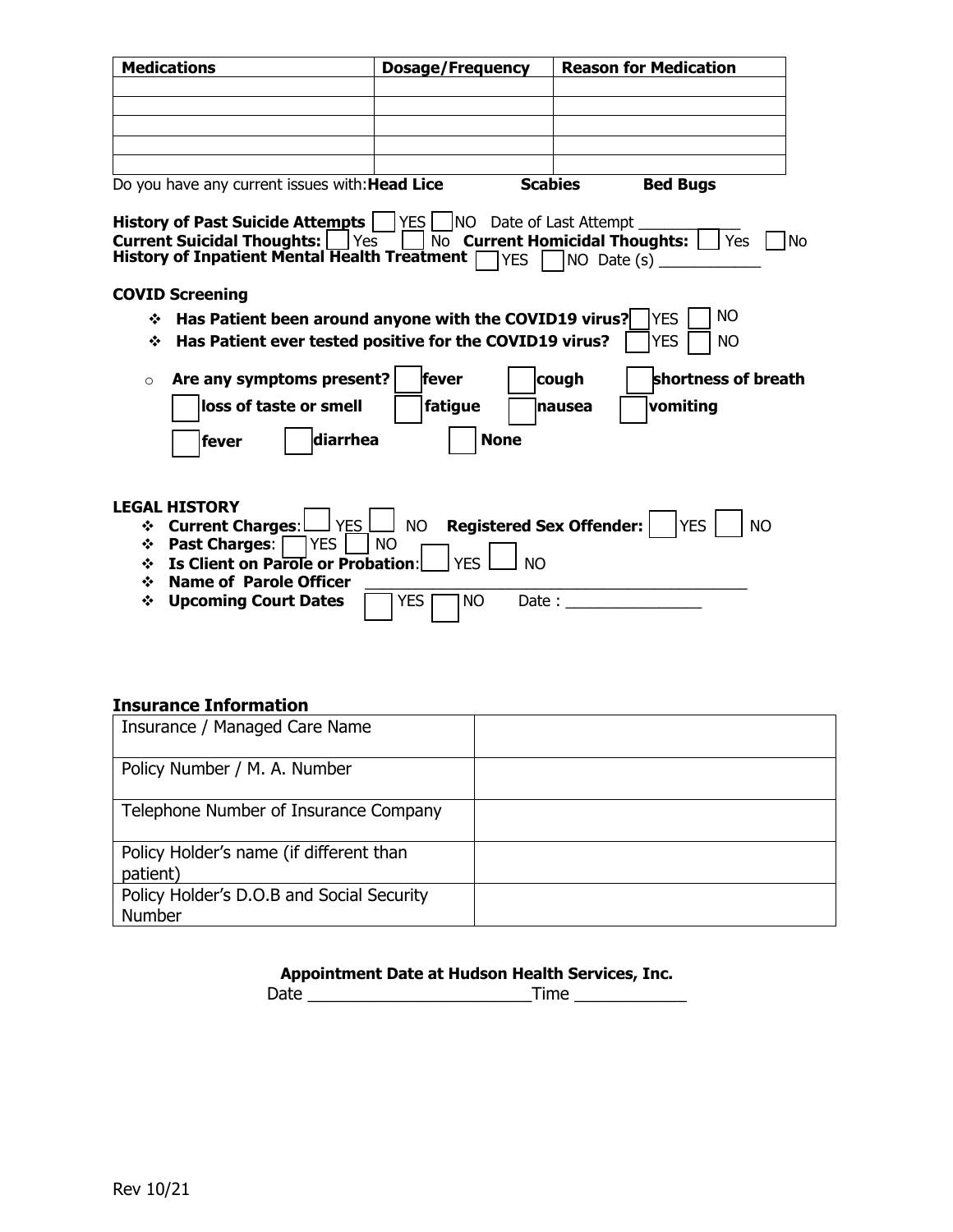| Medications | Dosage/Frequency | Reason for Medication |
|---|---|---|
| | | |
| | | |
| | | |
| | | |
| | | |

Do you have any current issues with: **Head Lice** **Scabies** **Bed Bugs**

**History of Past Suicide Attempts** ☐ YES ☐ NO Date of Last Attempt ____________
**Current Suicidal Thoughts:** ☐ Yes ☐ No **Current Homicidal Thoughts:** ☐ Yes ☐ No
**History of Inpatient Mental Health Treatment** ☐ YES ☐ NO Date (s) ____________

**COVID Screening**

- **Has Patient been around anyone with the COVID19 virus?** ☐ YES ☐ NO
- **Has Patient ever tested positive for the COVID19 virus?** ☐ YES ☐ NO

- **Are any symptoms present?** ☐ **fever** ☐ **cough** ☐ **shortness of breath**
  ☐ **loss of taste or smell** ☐ **fatigue** ☐ **nausea** ☐ **vomiting**
  ☐ **fever** ☐ **diarrhea** ☐ **None**

**LEGAL HISTORY**

- **Current Charges**: ☐ YES ☐ NO **Registered Sex Offender:** ☐ YES ☐ NO
- **Past Charges**: ☐ YES ☐ NO
- **Is Client on Parole or Probation**: ☐ YES ☐ NO
- **Name of Parole Officer** ____________________________________________
- **Upcoming Court Dates** ☐ YES ☐ NO Date : _______________

**Insurance Information**

| | |
|---|---|
| Insurance / Managed Care Name | |
| Policy Number / M. A. Number | |
| Telephone Number of Insurance Company | |
| Policy Holder's name (if different than patient) | |
| Policy Holder's D.O.B and Social Security Number | |

**Appointment Date at Hudson Health Services, Inc.**

Date _______________________ Time ____________

Rev 10/21